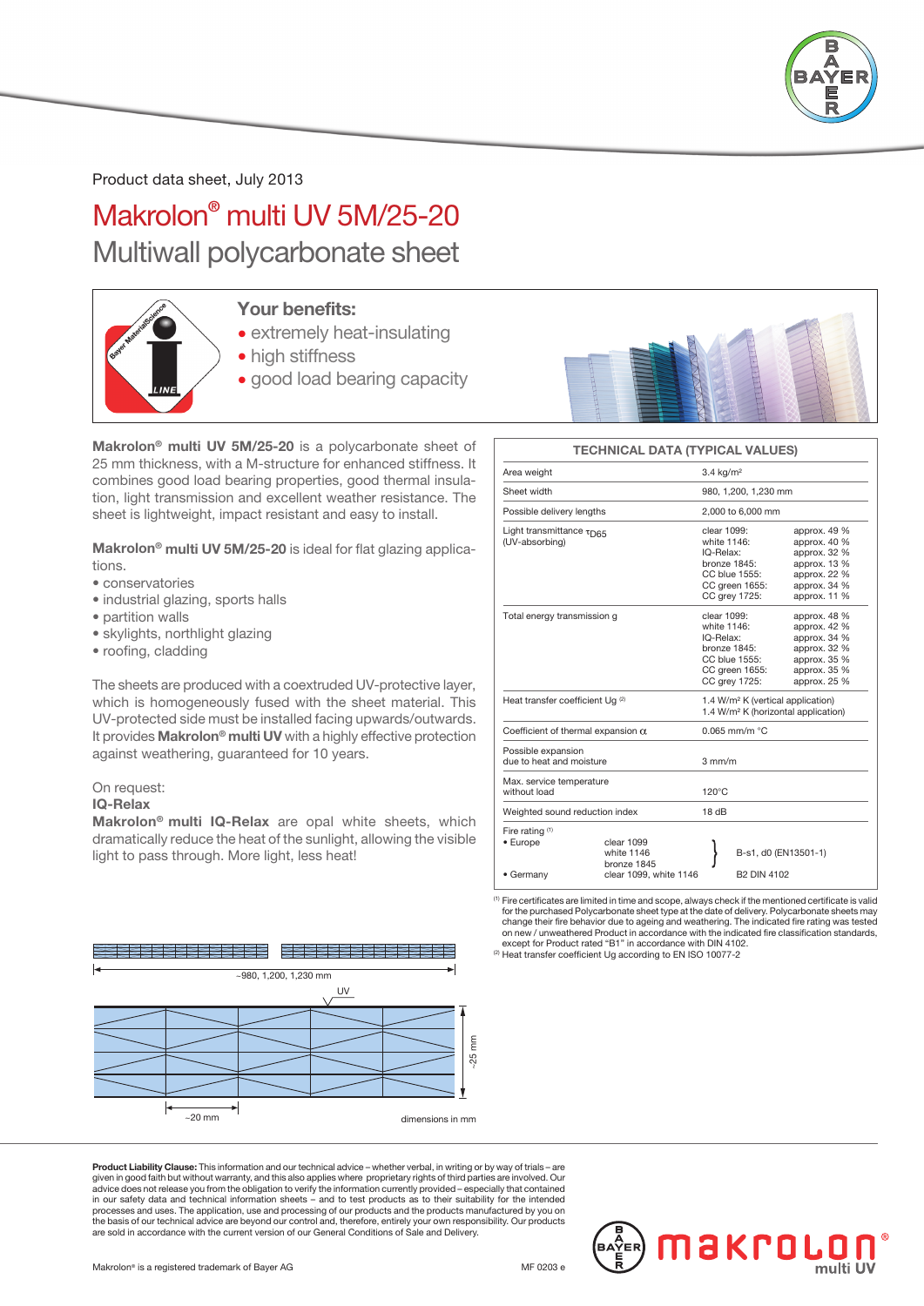Product data sheet, July 2013

# Makrolon® multi UV 5M/25-20

## Multiwall polycarbonate sheet

### Your benefits:

- extremely heat-insulating
- high stiffness
- good load bearing capacity

**Makrolon® multi UV 5M/25-20** is a polycarbonate sheet of 25 mm thickness, with a M-structure for enhanced stiffness. It combines good load bearing properties, good thermal insulation, light transmission and excellent weather resistance. The sheet is lightweight, impact resistant and easy to install.

**Makrolon® multi UV 5M/25-20** is ideal for flat glazing applications.

- conservatories
- industrial glazing, sports halls
- partition walls
- skylights, northlight glazing
- roofing, cladding

The sheets are produced with a coextruded UV-protective layer, which is homogeneously fused with the sheet material. This UV-protected side must be installed facing upwards/outwards. It provides **Makrolon® multi UV** with a highly effective protection against weathering, guaranteed for 10 years.

On request:
**IQ-Relax**
**Makrolon® multi IQ-Relax** are opal white sheets, which dramatically reduce the heat of the sunlight, allowing the visible light to pass through. More light, less heat!

~980, 1,200, 1,230 mm

UV

~25 mm

~20 mm

dimensions in mm

| TECHNICAL DATA (TYPICAL VALUES) | | |
|---|---|---|
| Area weight | 3.4 kg/m² | |
| Sheet width | 980, 1,200, 1,230 mm | |
| Possible delivery lengths | 2,000 to 6,000 mm | |
| Light transmittance $\tau_{D65}$ (UV-absorbing) | clear 1099:<br>white 1146:<br>IQ-Relax:<br>bronze 1845:<br>CC blue 1555:<br>CC green 1655:<br>CC grey 1725: | approx. 49 %<br>approx. 40 %<br>approx. 32 %<br>approx. 13 %<br>approx. 22 %<br>approx. 34 %<br>approx. 11 % |
| Total energy transmission g | clear 1099:<br>white 1146:<br>IQ-Relax:<br>bronze 1845:<br>CC blue 1555:<br>CC green 1655:<br>CC grey 1725: | approx. 48 %<br>approx. 42 %<br>approx. 34 %<br>approx. 32 %<br>approx. 35 %<br>approx. 35 %<br>approx. 25 % |
| Heat transfer coefficient Ug [2] | 1.4 W/m² K (vertical application)<br>1.4 W/m² K (horizontal application) | |
| Coefficient of thermal expansion $\alpha$ | 0.065 mm/m °C | |
| Possible expansion due to heat and moisture | 3 mm/m | |
| Max. service temperature without load | 120°C | |
| Weighted sound reduction index | 18 dB | |
| Fire rating [1]<br>• Europe<br><br><br>• Germany | clear 1099<br>white 1146<br>bronze 1845<br>clear 1099, white 1146 | B-s1, d0 (EN13501-1)<br><br><br>B2 DIN 4102 |

[1] Fire certificates are limited in time and scope, always check if the mentioned certificate is valid for the purchased Polycarbonate sheet type at the date of delivery. Polycarbonate sheets may change their fire behavior due to ageing and weathering. The indicated fire rating was tested on new / unweathered Product in accordance with the indicated fire classification standards, except for Product rated "B1" in accordance with DIN 4102.
[2] Heat transfer coefficient Ug according to EN ISO 10077-2

**Product Liability Clause:** This information and our technical advice – whether verbal, in writing or by way of trials – are given in good faith but without warranty, and this also applies where proprietary rights of third parties are involved. Our advice does not release you from the obligation to verify the information currently provided – especially that contained in our safety data and technical information sheets – and to test products as to their suitability for the intended processes and uses. The application, use and processing of our products and the products manufactured by you on the basis of our technical advice are beyond our control and, therefore, entirely your own responsibility. Our products are sold in accordance with the current version of our General Conditions of Sale and Delivery.

Makrolon® is a registered trademark of Bayer AG

MF 0203 e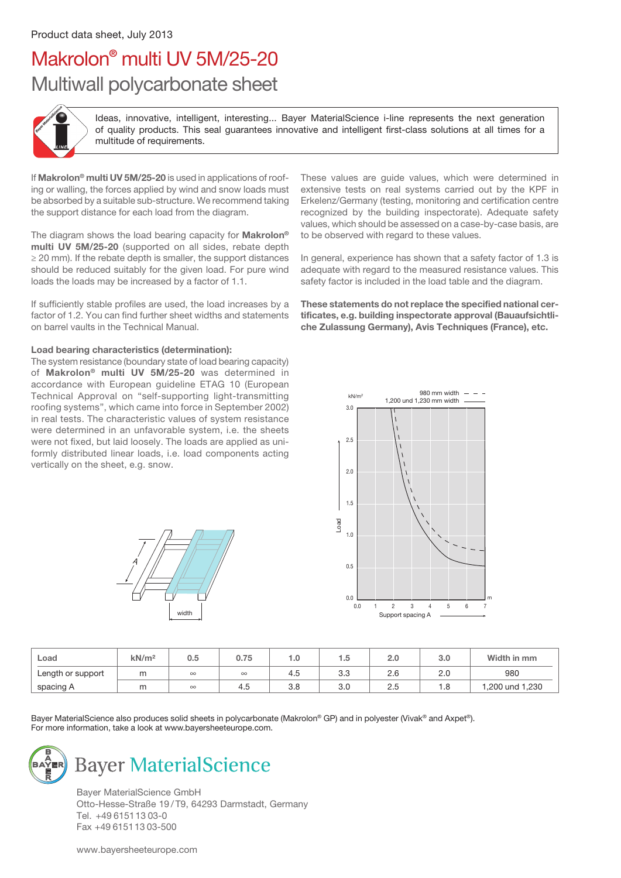Product data sheet, July 2013

# Makrolon® multi UV 5M/25-20

## Multiwall polycarbonate sheet

Ideas, innovative, intelligent, interesting... Bayer MaterialScience i-line represents the next generation of quality products. This seal guarantees innovative and intelligent first-class solutions at all times for a multitude of requirements.

If **Makrolon® multi UV 5M/25-20** is used in applications of roofing or walling, the forces applied by wind and snow loads must be absorbed by a suitable sub-structure. We recommend taking the support distance for each load from the diagram.

The diagram shows the load bearing capacity for **Makrolon® multi UV 5M/25-20** (supported on all sides, rebate depth ≥ 20 mm). If the rebate depth is smaller, the support distances should be reduced suitably for the given load. For pure wind loads the loads may be increased by a factor of 1.1.

If sufficiently stable profiles are used, the load increases by a factor of 1.2. You can find further sheet widths and statements on barrel vaults in the Technical Manual.

**Load bearing characteristics (determination):**
The system resistance (boundary state of load bearing capacity) of **Makrolon® multi UV 5M/25-20** was determined in accordance with European guideline ETAG 10 (European Technical Approval on “self-supporting light-transmitting roofing systems”, which came into force in September 2002) in real tests. The characteristic values of system resistance were determined in an unfavorable system, i.e. the sheets were not fixed, but laid loosely. The loads are applied as uniformly distributed linear loads, i.e. load components acting vertically on the sheet, e.g. snow.

These values are guide values, which were determined in extensive tests on real systems carried out by the KPF in Erkelenz/Germany (testing, monitoring and certification centre recognized by the building inspectorate). Adequate safety values, which should be assessed on a case-by-case basis, are to be observed with regard to these values.

In general, experience has shown that a safety factor of 1.3 is adequate with regard to the measured resistance values. This safety factor is included in the load table and the diagram.

**These statements do not replace the specified national certificates, e.g. building inspectorate approval (Bauaufsichtliche Zulassung Germany), Avis Techniques (France), etc.**

A
width

kN/m²
980 mm width
1,200 und 1,230 mm width
3.0
2.5
2.0
1.5
1.0
0.5
0.0
Load
0.0 1 2 3 4 5 6 7 m
Support spacing A

| Load | kN/m² | 0.5 | 0.75 | 1.0 | 1.5 | 2.0 | 3.0 | Width in mm |
|---|---|---|---|---|---|---|---|---|
| Length or support | m | ∞ | ∞ | 4.5 | 3.3 | 2.6 | 2.0 | 980 |
| spacing A | m | ∞ | 4.5 | 3.8 | 3.0 | 2.5 | 1.8 | 1,200 und 1,230 |

Bayer MaterialScience also produces solid sheets in polycarbonate (Makrolon® GP) and in polyester (Vivak® and Axpet®).
For more information, take a look at www.bayersheeteurope.com.

Bayer MaterialScience

Bayer MaterialScience GmbH
Otto-Hesse-Straße 19/T9, 64293 Darmstadt, Germany
Tel. +49 6151 13 03-0
Fax +49 6151 13 03-500

www.bayersheeteurope.com